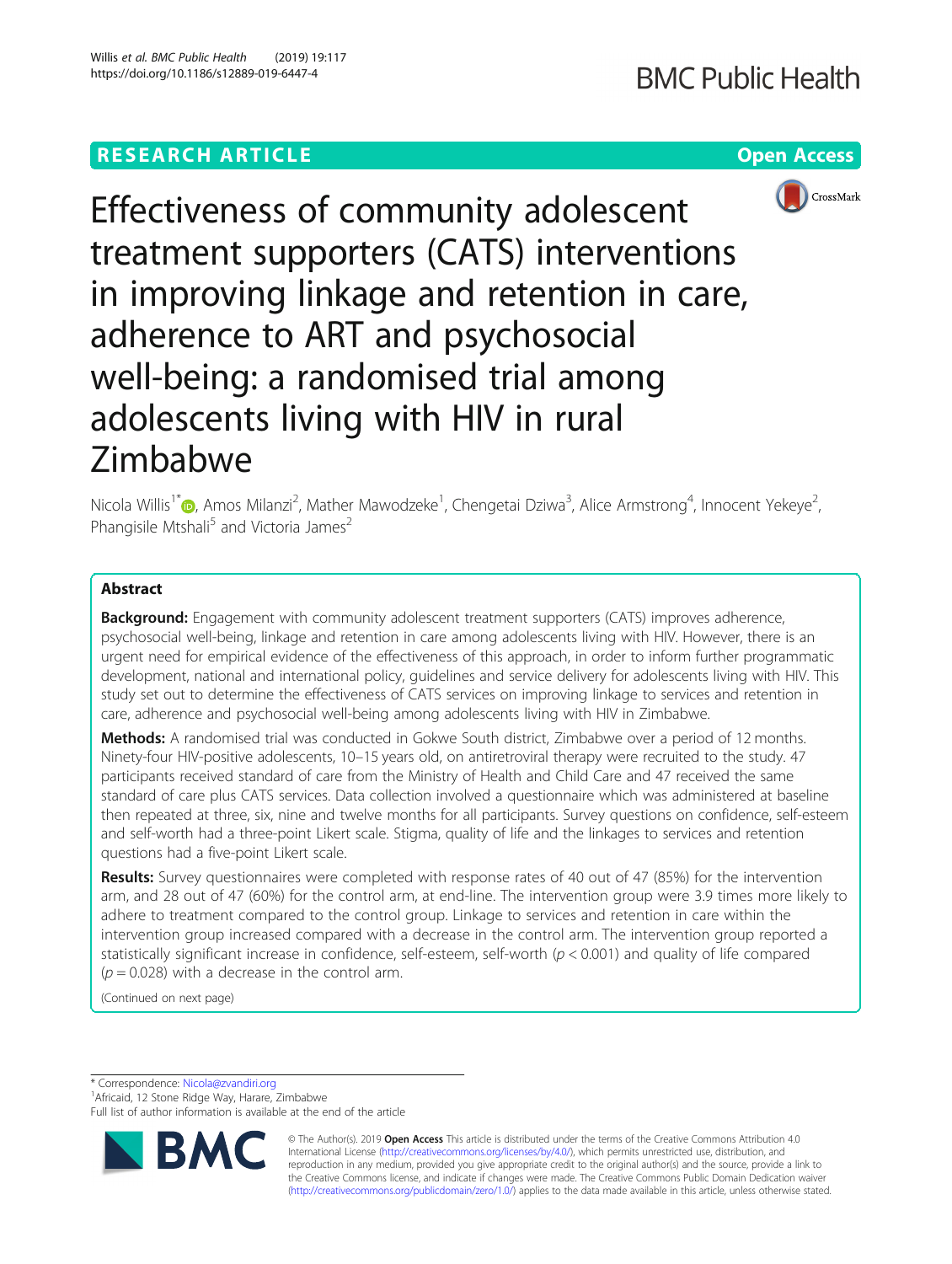**RESEARCH ARTICLE** **Open Access**

# Effectiveness of community adolescent treatment supporters (CATS) interventions in improving linkage and retention in care, adherence to ART and psychosocial well-being: a randomised trial among adolescents living with HIV in rural Zimbabwe

Nicola Willis[1*], Amos Milanzi[2], Mather Mawodzeke[1], Chengetai Dziwa[3], Alice Armstrong[4], Innocent Yekeye[2], Phangisile Mtshali[5] and Victoria James[2]

## Abstract

**Background:** Engagement with community adolescent treatment supporters (CATS) improves adherence, psychosocial well-being, linkage and retention in care among adolescents living with HIV. However, there is an urgent need for empirical evidence of the effectiveness of this approach, in order to inform further programmatic development, national and international policy, guidelines and service delivery for adolescents living with HIV. This study set out to determine the effectiveness of CATS services on improving linkage to services and retention in care, adherence and psychosocial well-being among adolescents living with HIV in Zimbabwe.

**Methods:** A randomised trial was conducted in Gokwe South district, Zimbabwe over a period of 12 months. Ninety-four HIV-positive adolescents, 10–15 years old, on antiretroviral therapy were recruited to the study. 47 participants received standard of care from the Ministry of Health and Child Care and 47 received the same standard of care plus CATS services. Data collection involved a questionnaire which was administered at baseline then repeated at three, six, nine and twelve months for all participants. Survey questions on confidence, self-esteem and self-worth had a three-point Likert scale. Stigma, quality of life and the linkages to services and retention questions had a five-point Likert scale.

**Results:** Survey questionnaires were completed with response rates of 40 out of 47 (85%) for the intervention arm, and 28 out of 47 (60%) for the control arm, at end-line. The intervention group were 3.9 times more likely to adhere to treatment compared to the control group. Linkage to services and retention in care within the intervention group increased compared with a decrease in the control arm. The intervention group reported a statistically significant increase in confidence, self-esteem, self-worth ($p < 0.001$) and quality of life compared ($p = 0.028$) with a decrease in the control arm.

(Continued on next page)

* Correspondence: Nicola@zvandiri.org
[1]Africaid, 12 Stone Ridge Way, Harare, Zimbabwe
Full list of author information is available at the end of the article

© The Author(s). 2019 **Open Access** This article is distributed under the terms of the Creative Commons Attribution 4.0 International License (http://creativecommons.org/licenses/by/4.0/), which permits unrestricted use, distribution, and reproduction in any medium, provided you give appropriate credit to the original author(s) and the source, provide a link to the Creative Commons license, and indicate if changes were made. The Creative Commons Public Domain Dedication waiver (http://creativecommons.org/publicdomain/zero/1.0/) applies to the data made available in this article, unless otherwise stated.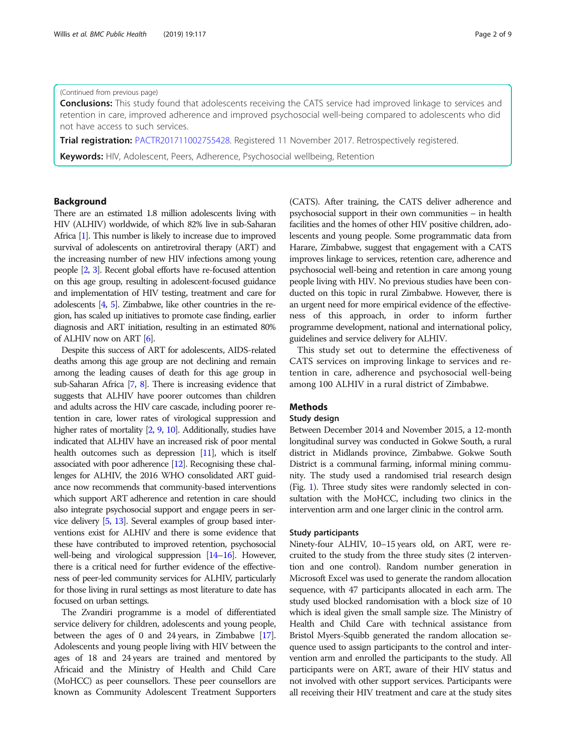(Continued from previous page)

**Conclusions:** This study found that adolescents receiving the CATS service had improved linkage to services and retention in care, improved adherence and improved psychosocial well-being compared to adolescents who did not have access to such services.

**Trial registration:** PACTR201711002755428. Registered 11 November 2017. Retrospectively registered.

**Keywords:** HIV, Adolescent, Peers, Adherence, Psychosocial wellbeing, Retention

## Background

There are an estimated 1.8 million adolescents living with HIV (ALHIV) worldwide, of which 82% live in sub-Saharan Africa [1]. This number is likely to increase due to improved survival of adolescents on antiretroviral therapy (ART) and the increasing number of new HIV infections among young people [2, 3]. Recent global efforts have re-focused attention on this age group, resulting in adolescent-focused guidance and implementation of HIV testing, treatment and care for adolescents [4, 5]. Zimbabwe, like other countries in the region, has scaled up initiatives to promote case finding, earlier diagnosis and ART initiation, resulting in an estimated 80% of ALHIV now on ART [6].

Despite this success of ART for adolescents, AIDS-related deaths among this age group are not declining and remain among the leading causes of death for this age group in sub-Saharan Africa [7, 8]. There is increasing evidence that suggests that ALHIV have poorer outcomes than children and adults across the HIV care cascade, including poorer retention in care, lower rates of virological suppression and higher rates of mortality [2, 9, 10]. Additionally, studies have indicated that ALHIV have an increased risk of poor mental health outcomes such as depression [11], which is itself associated with poor adherence [12]. Recognising these challenges for ALHIV, the 2016 WHO consolidated ART guidance now recommends that community-based interventions which support ART adherence and retention in care should also integrate psychosocial support and engage peers in service delivery [5, 13]. Several examples of group based interventions exist for ALHIV and there is some evidence that these have contributed to improved retention, psychosocial well-being and virological suppression [14–16]. However, there is a critical need for further evidence of the effectiveness of peer-led community services for ALHIV, particularly for those living in rural settings as most literature to date has focused on urban settings.

The Zvandiri programme is a model of differentiated service delivery for children, adolescents and young people, between the ages of 0 and 24 years, in Zimbabwe [17]. Adolescents and young people living with HIV between the ages of 18 and 24 years are trained and mentored by Africaid and the Ministry of Health and Child Care (MoHCC) as peer counsellors. These peer counsellors are known as Community Adolescent Treatment Supporters (CATS). After training, the CATS deliver adherence and psychosocial support in their own communities – in health facilities and the homes of other HIV positive children, adolescents and young people. Some programmatic data from Harare, Zimbabwe, suggest that engagement with a CATS improves linkage to services, retention care, adherence and psychosocial well-being and retention in care among young people living with HIV. No previous studies have been conducted on this topic in rural Zimbabwe. However, there is an urgent need for more empirical evidence of the effectiveness of this approach, in order to inform further programme development, national and international policy, guidelines and service delivery for ALHIV.

This study set out to determine the effectiveness of CATS services on improving linkage to services and retention in care, adherence and psychosocial well-being among 100 ALHIV in a rural district of Zimbabwe.

## Methods

### Study design

Between December 2014 and November 2015, a 12-month longitudinal survey was conducted in Gokwe South, a rural district in Midlands province, Zimbabwe. Gokwe South District is a communal farming, informal mining community. The study used a randomised trial research design (Fig. 1). Three study sites were randomly selected in consultation with the MoHCC, including two clinics in the intervention arm and one larger clinic in the control arm.

### Study participants

Ninety-four ALHIV, 10–15 years old, on ART, were recruited to the study from the three study sites (2 intervention and one control). Random number generation in Microsoft Excel was used to generate the random allocation sequence, with 47 participants allocated in each arm. The study used blocked randomisation with a block size of 10 which is ideal given the small sample size. The Ministry of Health and Child Care with technical assistance from Bristol Myers-Squibb generated the random allocation sequence used to assign participants to the control and intervention arm and enrolled the participants to the study. All participants were on ART, aware of their HIV status and not involved with other support services. Participants were all receiving their HIV treatment and care at the study sites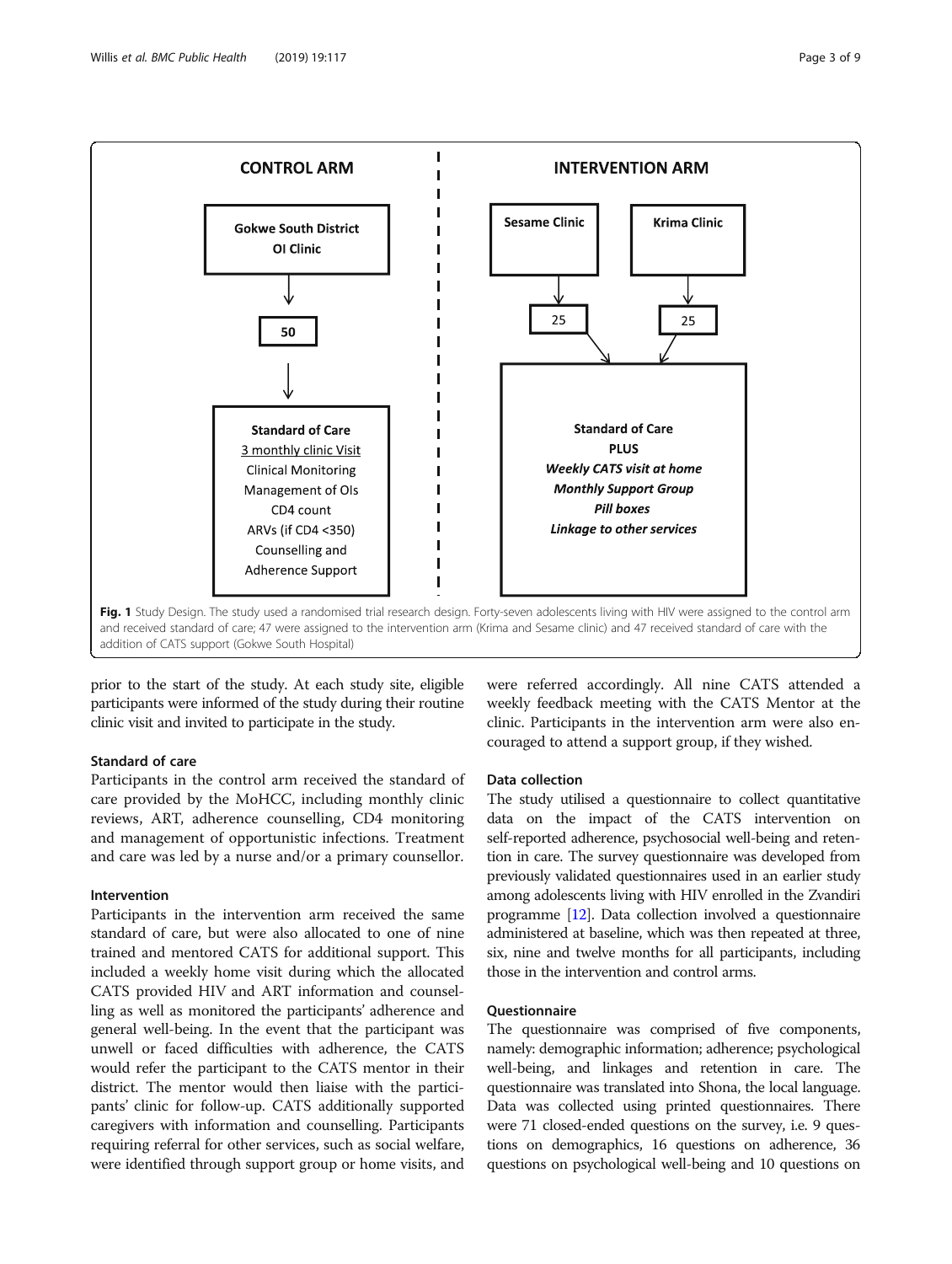**CONTROL ARM**

Gokwe South District OI Clinic → 50 → Standard of Care: 3 monthly clinic Visit; Clinical Monitoring; Management of OIs; CD4 count; ARVs (if CD4 <350); Counselling and Adherence Support

**INTERVENTION ARM**

Sesame Clinic → 25; Krima Clinic → 25 → Standard of Care **PLUS** ***Weekly CATS visit at home***; ***Monthly Support Group***; ***Pill boxes***; ***Linkage to other services***

**Fig. 1** Study Design. The study used a randomised trial research design. Forty-seven adolescents living with HIV were assigned to the control arm and received standard of care; 47 were assigned to the intervention arm (Krima and Sesame clinic) and 47 received standard of care with the addition of CATS support (Gokwe South Hospital)

prior to the start of the study. At each study site, eligible participants were informed of the study during their routine clinic visit and invited to participate in the study.

### Standard of care

Participants in the control arm received the standard of care provided by the MoHCC, including monthly clinic reviews, ART, adherence counselling, CD4 monitoring and management of opportunistic infections. Treatment and care was led by a nurse and/or a primary counsellor.

### Intervention

Participants in the intervention arm received the same standard of care, but were also allocated to one of nine trained and mentored CATS for additional support. This included a weekly home visit during which the allocated CATS provided HIV and ART information and counselling as well as monitored the participants' adherence and general well-being. In the event that the participant was unwell or faced difficulties with adherence, the CATS would refer the participant to the CATS mentor in their district. The mentor would then liaise with the participants' clinic for follow-up. CATS additionally supported caregivers with information and counselling. Participants requiring referral for other services, such as social welfare, were identified through support group or home visits, and were referred accordingly. All nine CATS attended a weekly feedback meeting with the CATS Mentor at the clinic. Participants in the intervention arm were also encouraged to attend a support group, if they wished.

### Data collection

The study utilised a questionnaire to collect quantitative data on the impact of the CATS intervention on self-reported adherence, psychosocial well-being and retention in care. The survey questionnaire was developed from previously validated questionnaires used in an earlier study among adolescents living with HIV enrolled in the Zvandiri programme [12]. Data collection involved a questionnaire administered at baseline, which was then repeated at three, six, nine and twelve months for all participants, including those in the intervention and control arms.

### Questionnaire

The questionnaire was comprised of five components, namely: demographic information; adherence; psychological well-being, and linkages and retention in care. The questionnaire was translated into Shona, the local language. Data was collected using printed questionnaires. There were 71 closed-ended questions on the survey, i.e. 9 questions on demographics, 16 questions on adherence, 36 questions on psychological well-being and 10 questions on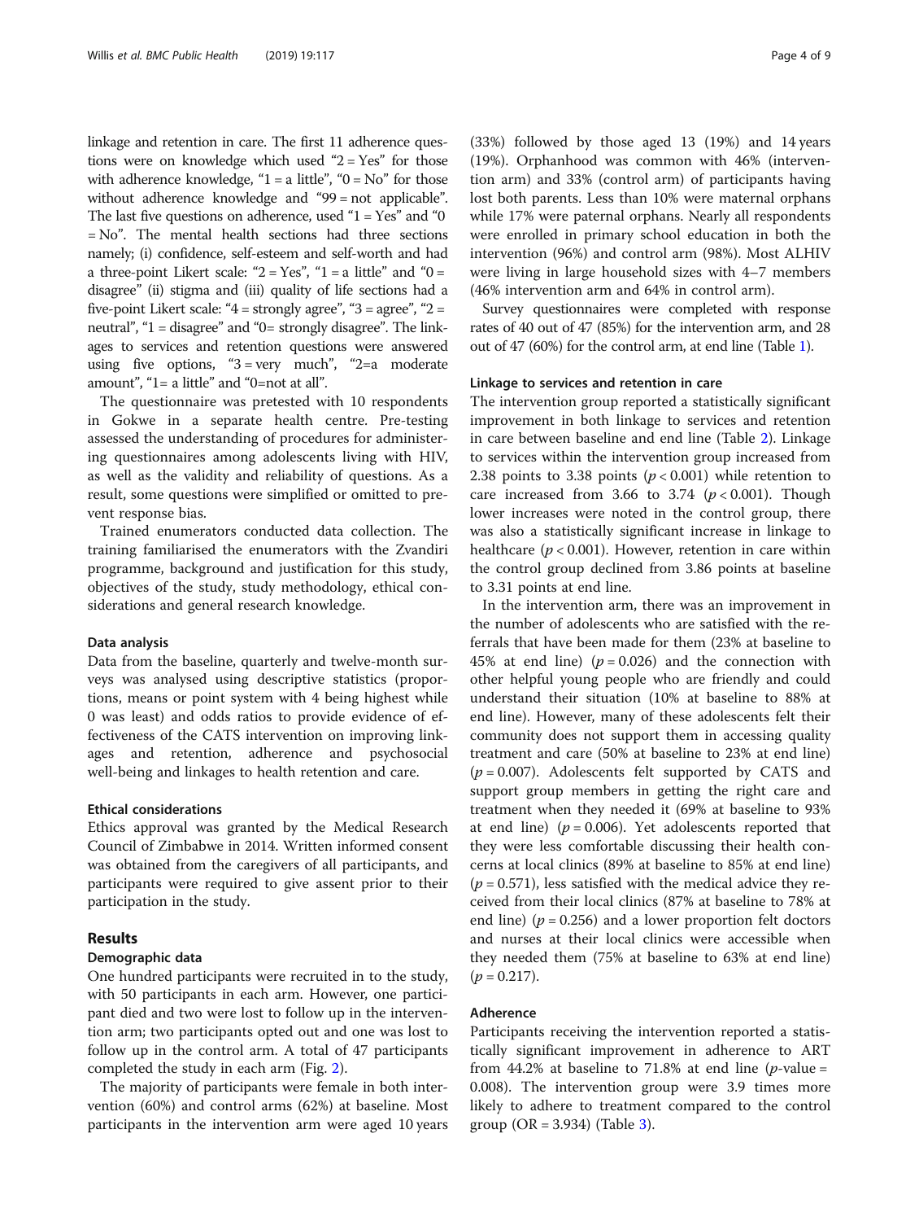linkage and retention in care. The first 11 adherence questions were on knowledge which used "2 = Yes" for those with adherence knowledge, "1 = a little", "0 = No" for those without adherence knowledge and "99 = not applicable". The last five questions on adherence, used "1 = Yes" and "0 = No". The mental health sections had three sections namely; (i) confidence, self-esteem and self-worth and had a three-point Likert scale: "2 = Yes", "1 = a little" and "0 = disagree" (ii) stigma and (iii) quality of life sections had a five-point Likert scale: "4 = strongly agree", "3 = agree", "2 = neutral", "1 = disagree" and "0= strongly disagree". The linkages to services and retention questions were answered using five options, "3 = very much", "2=a moderate amount", "1= a little" and "0=not at all".

The questionnaire was pretested with 10 respondents in Gokwe in a separate health centre. Pre-testing assessed the understanding of procedures for administering questionnaires among adolescents living with HIV, as well as the validity and reliability of questions. As a result, some questions were simplified or omitted to prevent response bias.

Trained enumerators conducted data collection. The training familiarised the enumerators with the Zvandiri programme, background and justification for this study, objectives of the study, study methodology, ethical considerations and general research knowledge.

### Data analysis

Data from the baseline, quarterly and twelve-month surveys was analysed using descriptive statistics (proportions, means or point system with 4 being highest while 0 was least) and odds ratios to provide evidence of effectiveness of the CATS intervention on improving linkages and retention, adherence and psychosocial well-being and linkages to health retention and care.

### Ethical considerations

Ethics approval was granted by the Medical Research Council of Zimbabwe in 2014. Written informed consent was obtained from the caregivers of all participants, and participants were required to give assent prior to their participation in the study.

## Results

### Demographic data

One hundred participants were recruited in to the study, with 50 participants in each arm. However, one participant died and two were lost to follow up in the intervention arm; two participants opted out and one was lost to follow up in the control arm. A total of 47 participants completed the study in each arm (Fig. 2).

The majority of participants were female in both intervention (60%) and control arms (62%) at baseline. Most participants in the intervention arm were aged 10 years (33%) followed by those aged 13 (19%) and 14 years (19%). Orphanhood was common with 46% (intervention arm) and 33% (control arm) of participants having lost both parents. Less than 10% were maternal orphans while 17% were paternal orphans. Nearly all respondents were enrolled in primary school education in both the intervention (96%) and control arm (98%). Most ALHIV were living in large household sizes with 4–7 members (46% intervention arm and 64% in control arm).

Survey questionnaires were completed with response rates of 40 out of 47 (85%) for the intervention arm, and 28 out of 47 (60%) for the control arm, at end line (Table 1).

### Linkage to services and retention in care

The intervention group reported a statistically significant improvement in both linkage to services and retention in care between baseline and end line (Table 2). Linkage to services within the intervention group increased from 2.38 points to 3.38 points ($p < 0.001$) while retention to care increased from 3.66 to 3.74 ($p < 0.001$). Though lower increases were noted in the control group, there was also a statistically significant increase in linkage to healthcare ($p < 0.001$). However, retention in care within the control group declined from 3.86 points at baseline to 3.31 points at end line.

In the intervention arm, there was an improvement in the number of adolescents who are satisfied with the referrals that have been made for them (23% at baseline to 45% at end line) ($p = 0.026$) and the connection with other helpful young people who are friendly and could understand their situation (10% at baseline to 88% at end line). However, many of these adolescents felt their community does not support them in accessing quality treatment and care (50% at baseline to 23% at end line) ($p = 0.007$). Adolescents felt supported by CATS and support group members in getting the right care and treatment when they needed it (69% at baseline to 93% at end line) ($p = 0.006$). Yet adolescents reported that they were less comfortable discussing their health concerns at local clinics (89% at baseline to 85% at end line) ($p = 0.571$), less satisfied with the medical advice they received from their local clinics (87% at baseline to 78% at end line) ($p = 0.256$) and a lower proportion felt doctors and nurses at their local clinics were accessible when they needed them (75% at baseline to 63% at end line) ($p = 0.217$).

### Adherence

Participants receiving the intervention reported a statistically significant improvement in adherence to ART from 44.2% at baseline to 71.8% at end line ($p$-value = 0.008). The intervention group were 3.9 times more likely to adhere to treatment compared to the control group (OR = 3.934) (Table 3).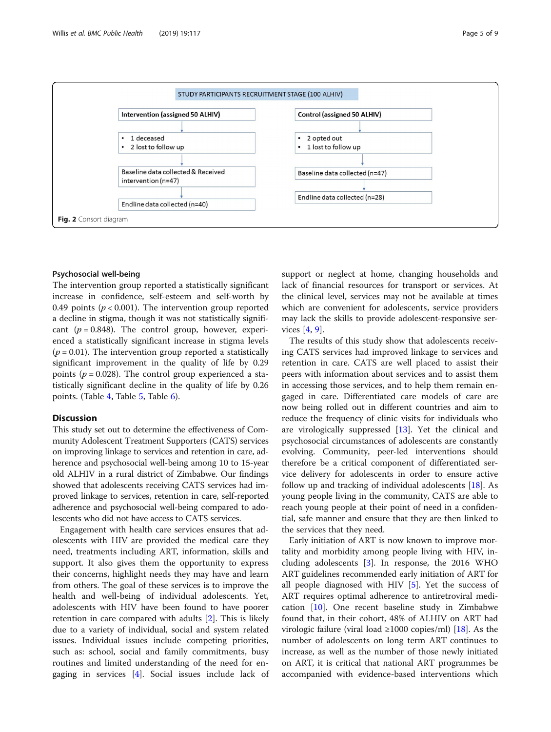STUDY PARTICIPANTS RECRUITMENT STAGE (100 ALHIV)

| Intervention (assigned 50 ALHIV) | Control (assigned 50 ALHIV) |
| --- | --- |
| • 1 deceased<br>• 2 lost to follow up | • 2 opted out<br>• 1 lost to follow up |
| Baseline data collected & Received intervention (n=47) | Baseline data collected (n=47) |
| Endline data collected (n=40) | Endline data collected (n=28) |

**Fig. 2** Consort diagram

### Psychosocial well-being

The intervention group reported a statistically significant increase in confidence, self-esteem and self-worth by 0.49 points ($p < 0.001$). The intervention group reported a decline in stigma, though it was not statistically significant ($p = 0.848$). The control group, however, experienced a statistically significant increase in stigma levels ($p = 0.01$). The intervention group reported a statistically significant improvement in the quality of life by 0.29 points ($p = 0.028$). The control group experienced a statistically significant decline in the quality of life by 0.26 points. (Table 4, Table 5, Table 6).

## Discussion

This study set out to determine the effectiveness of Community Adolescent Treatment Supporters (CATS) services on improving linkage to services and retention in care, adherence and psychosocial well-being among 10 to 15-year old ALHIV in a rural district of Zimbabwe. Our findings showed that adolescents receiving CATS services had improved linkage to services, retention in care, self-reported adherence and psychosocial well-being compared to adolescents who did not have access to CATS services.

Engagement with health care services ensures that adolescents with HIV are provided the medical care they need, treatments including ART, information, skills and support. It also gives them the opportunity to express their concerns, highlight needs they may have and learn from others. The goal of these services is to improve the health and well-being of individual adolescents. Yet, adolescents with HIV have been found to have poorer retention in care compared with adults [2]. This is likely due to a variety of individual, social and system related issues. Individual issues include competing priorities, such as: school, social and family commitments, busy routines and limited understanding of the need for engaging in services [4]. Social issues include lack of support or neglect at home, changing households and lack of financial resources for transport or services. At the clinical level, services may not be available at times which are convenient for adolescents, service providers may lack the skills to provide adolescent-responsive services [4, 9].

The results of this study show that adolescents receiving CATS services had improved linkage to services and retention in care. CATS are well placed to assist their peers with information about services and to assist them in accessing those services, and to help them remain engaged in care. Differentiated care models of care are now being rolled out in different countries and aim to reduce the frequency of clinic visits for individuals who are virologically suppressed [13]. Yet the clinical and psychosocial circumstances of adolescents are constantly evolving. Community, peer-led interventions should therefore be a critical component of differentiated service delivery for adolescents in order to ensure active follow up and tracking of individual adolescents [18]. As young people living in the community, CATS are able to reach young people at their point of need in a confidential, safe manner and ensure that they are then linked to the services that they need.

Early initiation of ART is now known to improve mortality and morbidity among people living with HIV, including adolescents [3]. In response, the 2016 WHO ART guidelines recommended early initiation of ART for all people diagnosed with HIV [5]. Yet the success of ART requires optimal adherence to antiretroviral medication [10]. One recent baseline study in Zimbabwe found that, in their cohort, 48% of ALHIV on ART had virologic failure (viral load ≥1000 copies/ml) [18]. As the number of adolescents on long term ART continues to increase, as well as the number of those newly initiated on ART, it is critical that national ART programmes be accompanied with evidence-based interventions which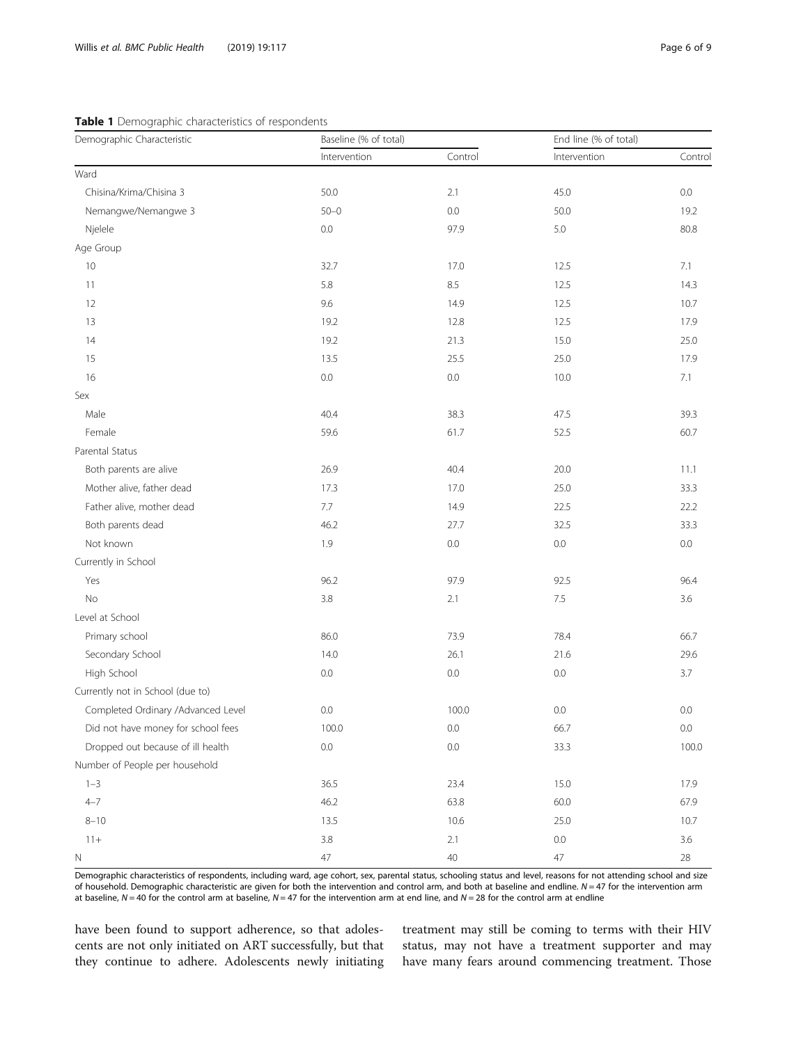**Table 1** Demographic characteristics of respondents

| Demographic Characteristic | Baseline (% of total) | | End line (% of total) | |
|---|---|---|---|---|
| | Intervention | Control | Intervention | Control |
| Ward | | | | |
| Chisina/Krima/Chisina 3 | 50.0 | 2.1 | 45.0 | 0.0 |
| Nemangwe/Nemangwe 3 | 50–0 | 0.0 | 50.0 | 19.2 |
| Njelele | 0.0 | 97.9 | 5.0 | 80.8 |
| Age Group | | | | |
| 10 | 32.7 | 17.0 | 12.5 | 7.1 |
| 11 | 5.8 | 8.5 | 12.5 | 14.3 |
| 12 | 9.6 | 14.9 | 12.5 | 10.7 |
| 13 | 19.2 | 12.8 | 12.5 | 17.9 |
| 14 | 19.2 | 21.3 | 15.0 | 25.0 |
| 15 | 13.5 | 25.5 | 25.0 | 17.9 |
| 16 | 0.0 | 0.0 | 10.0 | 7.1 |
| Sex | | | | |
| Male | 40.4 | 38.3 | 47.5 | 39.3 |
| Female | 59.6 | 61.7 | 52.5 | 60.7 |
| Parental Status | | | | |
| Both parents are alive | 26.9 | 40.4 | 20.0 | 11.1 |
| Mother alive, father dead | 17.3 | 17.0 | 25.0 | 33.3 |
| Father alive, mother dead | 7.7 | 14.9 | 22.5 | 22.2 |
| Both parents dead | 46.2 | 27.7 | 32.5 | 33.3 |
| Not known | 1.9 | 0.0 | 0.0 | 0.0 |
| Currently in School | | | | |
| Yes | 96.2 | 97.9 | 92.5 | 96.4 |
| No | 3.8 | 2.1 | 7.5 | 3.6 |
| Level at School | | | | |
| Primary school | 86.0 | 73.9 | 78.4 | 66.7 |
| Secondary School | 14.0 | 26.1 | 21.6 | 29.6 |
| High School | 0.0 | 0.0 | 0.0 | 3.7 |
| Currently not in School (due to) | | | | |
| Completed Ordinary /Advanced Level | 0.0 | 100.0 | 0.0 | 0.0 |
| Did not have money for school fees | 100.0 | 0.0 | 66.7 | 0.0 |
| Dropped out because of ill health | 0.0 | 0.0 | 33.3 | 100.0 |
| Number of People per household | | | | |
| 1–3 | 36.5 | 23.4 | 15.0 | 17.9 |
| 4–7 | 46.2 | 63.8 | 60.0 | 67.9 |
| 8–10 | 13.5 | 10.6 | 25.0 | 10.7 |
| 11+ | 3.8 | 2.1 | 0.0 | 3.6 |
| N | 47 | 40 | 47 | 28 |

Demographic characteristics of respondents, including ward, age cohort, sex, parental status, schooling status and level, reasons for not attending school and size of household. Demographic characteristic are given for both the intervention and control arm, and both at baseline and endline. *N* = 47 for the intervention arm at baseline, *N* = 40 for the control arm at baseline, *N* = 47 for the intervention arm at end line, and *N* = 28 for the control arm at endline

have been found to support adherence, so that adolescents are not only initiated on ART successfully, but that they continue to adhere. Adolescents newly initiating treatment may still be coming to terms with their HIV status, may not have a treatment supporter and may have many fears around commencing treatment. Those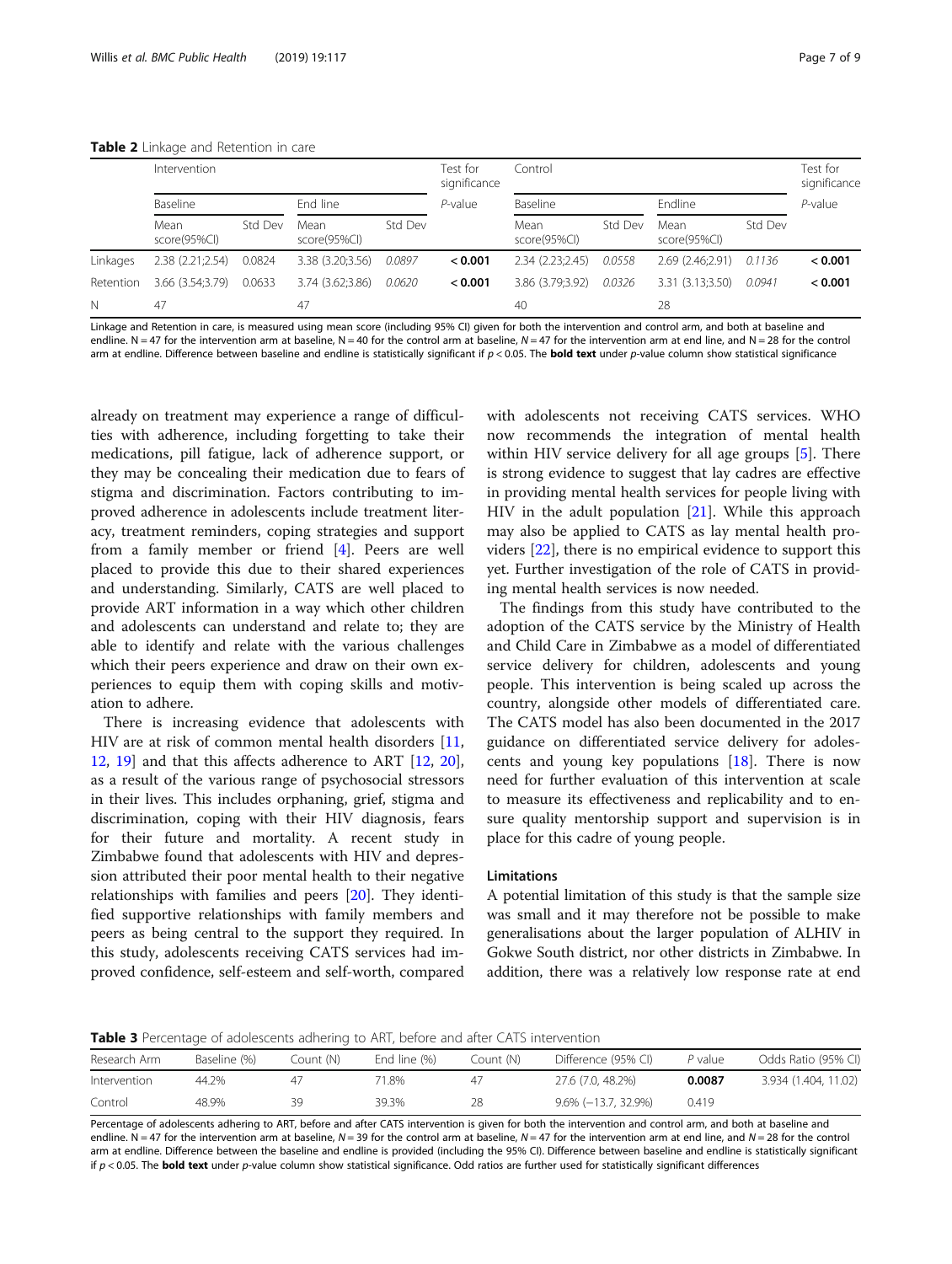**Table 2** Linkage and Retention in care

| | Intervention | | | | Test for significance | Control | | | | Test for significance |
|---|---|---|---|---|---|---|---|---|---|---|
| | Baseline | | End line | | *P*-value | Baseline | | Endline | | *P*-value |
| | Mean score(95%CI) | Std Dev | Mean score(95%CI) | Std Dev | | Mean score(95%CI) | Std Dev | Mean score(95%CI) | Std Dev | |
| Linkages | 2.38 (2.21;2.54) | 0.0824 | 3.38 (3.20;3.56) | *0.0897* | **< 0.001** | 2.34 (2.23;2.45) | *0.0558* | 2.69 (2.46;2.91) | *0.1136* | **< 0.001** |
| Retention | 3.66 (3.54;3.79) | 0.0633 | 3.74 (3.62;3.86) | *0.0620* | **< 0.001** | 3.86 (3.79;3.92) | *0.0326* | 3.31 (3.13;3.50) | *0.0941* | **< 0.001** |
| N | 47 | | 47 | | | 40 | | 28 | | |

Linkage and Retention in care, is measured using mean score (including 95% CI) given for both the intervention and control arm, and both at baseline and endline. N = 47 for the intervention arm at baseline, N = 40 for the control arm at baseline, *N* = 47 for the intervention arm at end line, and N = 28 for the control arm at endline. Difference between baseline and endline is statistically significant if $p < 0.05$. The **bold text** under *p*-value column show statistical significance

already on treatment may experience a range of difficulties with adherence, including forgetting to take their medications, pill fatigue, lack of adherence support, or they may be concealing their medication due to fears of stigma and discrimination. Factors contributing to improved adherence in adolescents include treatment literacy, treatment reminders, coping strategies and support from a family member or friend [4]. Peers are well placed to provide this due to their shared experiences and understanding. Similarly, CATS are well placed to provide ART information in a way which other children and adolescents can understand and relate to; they are able to identify and relate with the various challenges which their peers experience and draw on their own experiences to equip them with coping skills and motivation to adhere.

There is increasing evidence that adolescents with HIV are at risk of common mental health disorders [11, 12, 19] and that this affects adherence to ART [12, 20], as a result of the various range of psychosocial stressors in their lives. This includes orphaning, grief, stigma and discrimination, coping with their HIV diagnosis, fears for their future and mortality. A recent study in Zimbabwe found that adolescents with HIV and depression attributed their poor mental health to their negative relationships with families and peers [20]. They identified supportive relationships with family members and peers as being central to the support they required. In this study, adolescents receiving CATS services had improved confidence, self-esteem and self-worth, compared with adolescents not receiving CATS services. WHO now recommends the integration of mental health within HIV service delivery for all age groups [5]. There is strong evidence to suggest that lay cadres are effective in providing mental health services for people living with HIV in the adult population [21]. While this approach may also be applied to CATS as lay mental health providers [22], there is no empirical evidence to support this yet. Further investigation of the role of CATS in providing mental health services is now needed.

The findings from this study have contributed to the adoption of the CATS service by the Ministry of Health and Child Care in Zimbabwe as a model of differentiated service delivery for children, adolescents and young people. This intervention is being scaled up across the country, alongside other models of differentiated care. The CATS model has also been documented in the 2017 guidance on differentiated service delivery for adolescents and young key populations [18]. There is now need for further evaluation of this intervention at scale to measure its effectiveness and replicability and to ensure quality mentorship support and supervision is in place for this cadre of young people.

### Limitations

A potential limitation of this study is that the sample size was small and it may therefore not be possible to make generalisations about the larger population of ALHIV in Gokwe South district, nor other districts in Zimbabwe. In addition, there was a relatively low response rate at end

**Table 3** Percentage of adolescents adhering to ART, before and after CATS intervention

| Research Arm | Baseline (%) | Count (N) | End line (%) | Count (N) | Difference (95% CI) | *P* value | Odds Ratio (95% CI) |
|---|---|---|---|---|---|---|---|
| Intervention | 44.2% | 47 | 71.8% | 47 | 27.6 (7.0, 48.2%) | **0.0087** | 3.934 (1.404, 11.02) |
| Control | 48.9% | 39 | 39.3% | 28 | 9.6% (−13.7, 32.9%) | 0.419 | |

Percentage of adolescents adhering to ART, before and after CATS intervention is given for both the intervention and control arm, and both at baseline and endline. N = 47 for the intervention arm at baseline, *N* = 39 for the control arm at baseline, *N* = 47 for the intervention arm at end line, and *N* = 28 for the control arm at endline. Difference between the baseline and endline is provided (including the 95% CI). Difference between baseline and endline is statistically significant if $p < 0.05$. The **bold text** under *p*-value column show statistical significance. Odd ratios are further used for statistically significant differences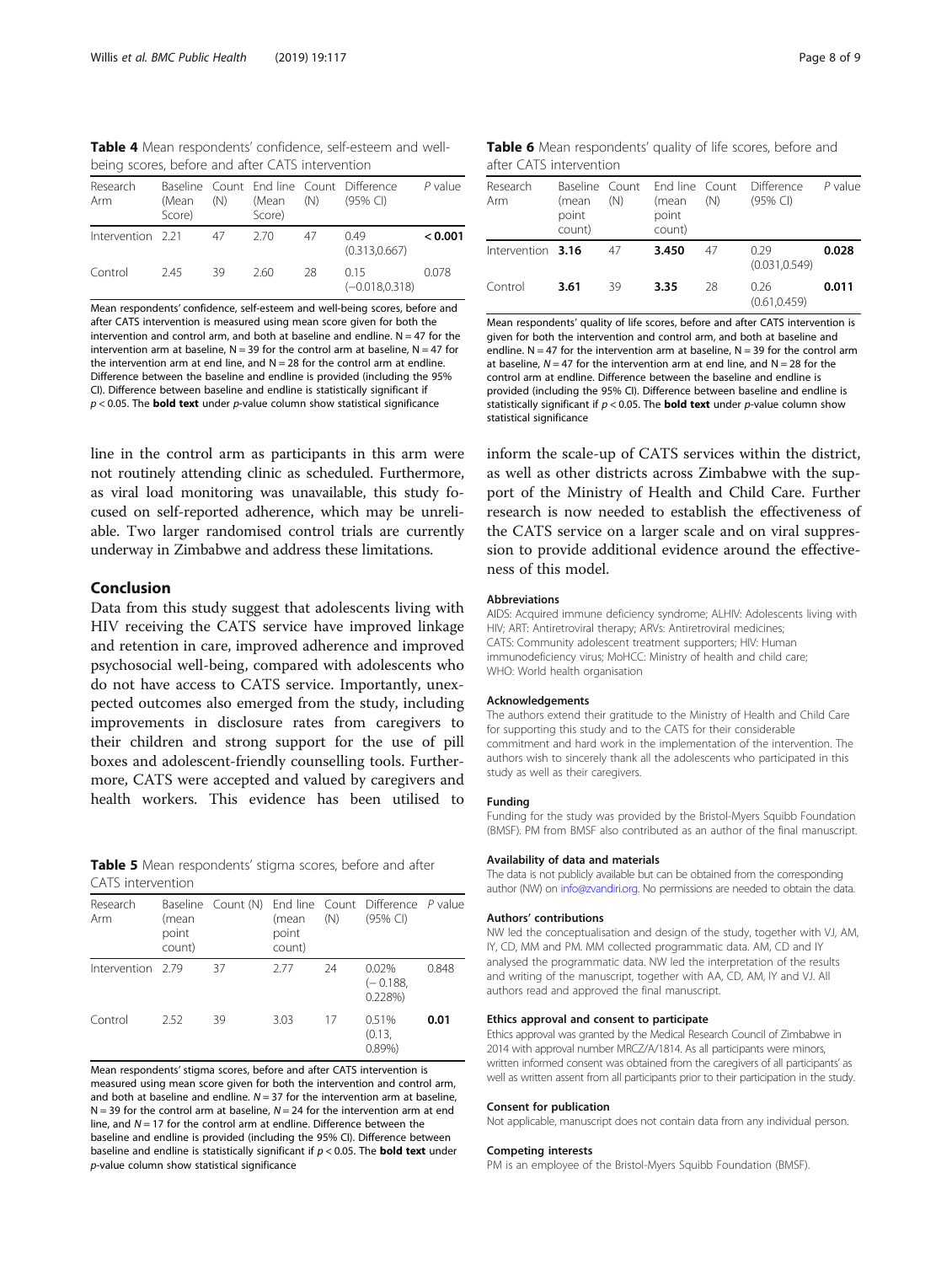**Table 4** Mean respondents' confidence, self-esteem and well-being scores, before and after CATS intervention

| Research Arm | Baseline (Mean Score) | Count (N) | End line (Mean Score) | Count (N) | Difference (95% CI) | P value |
|---|---|---|---|---|---|---|
| Intervention | 2.21 | 47 | 2.70 | 47 | 0.49 (0.313,0.667) | **< 0.001** |
| Control | 2.45 | 39 | 2.60 | 28 | 0.15 (−0.018,0.318) | 0.078 |

Mean respondents' confidence, self-esteem and well-being scores, before and after CATS intervention is measured using mean score given for both the intervention and control arm, and both at baseline and endline. N = 47 for the intervention arm at baseline, N = 39 for the control arm at baseline, N = 47 for the intervention arm at end line, and N = 28 for the control arm at endline. Difference between the baseline and endline is provided (including the 95% CI). Difference between baseline and endline is statistically significant if $p < 0.05$. The **bold text** under *p*-value column show statistical significance

line in the control arm as participants in this arm were not routinely attending clinic as scheduled. Furthermore, as viral load monitoring was unavailable, this study focused on self-reported adherence, which may be unreliable. Two larger randomised control trials are currently underway in Zimbabwe and address these limitations.

## Conclusion

Data from this study suggest that adolescents living with HIV receiving the CATS service have improved linkage and retention in care, improved adherence and improved psychosocial well-being, compared with adolescents who do not have access to CATS service. Importantly, unexpected outcomes also emerged from the study, including improvements in disclosure rates from caregivers to their children and strong support for the use of pill boxes and adolescent-friendly counselling tools. Furthermore, CATS were accepted and valued by caregivers and health workers. This evidence has been utilised to inform the scale-up of CATS services within the district, as well as other districts across Zimbabwe with the support of the Ministry of Health and Child Care. Further research is now needed to establish the effectiveness of the CATS service on a larger scale and on viral suppression to provide additional evidence around the effectiveness of this model.

**Table 5** Mean respondents' stigma scores, before and after CATS intervention

| Research Arm | Baseline (mean point count) | Count (N) | End line (mean point count) | Count (N) | Difference (95% CI) | P value |
|---|---|---|---|---|---|---|
| Intervention | 2.79 | 37 | 2.77 | 24 | 0.02% (− 0.188, 0.228%) | 0.848 |
| Control | 2.52 | 39 | 3.03 | 17 | 0.51% (0.13, 0.89%) | **0.01** |

Mean respondents' stigma scores, before and after CATS intervention is measured using mean score given for both the intervention and control arm, and both at baseline and endline. $N = 37$ for the intervention arm at baseline, N = 39 for the control arm at baseline, $N = 24$ for the intervention arm at end line, and $N = 17$ for the control arm at endline. Difference between the baseline and endline is provided (including the 95% CI). Difference between baseline and endline is statistically significant if $p < 0.05$. The **bold text** under *p*-value column show statistical significance

**Table 6** Mean respondents' quality of life scores, before and after CATS intervention

| Research Arm | Baseline (mean point count) | Count (N) | End line (mean point count) | Count (N) | Difference (95% CI) | P value |
|---|---|---|---|---|---|---|
| Intervention | **3.16** | 47 | **3.450** | 47 | 0.29 (0.031,0.549) | **0.028** |
| Control | **3.61** | 39 | **3.35** | 28 | 0.26 (0.61,0.459) | **0.011** |

Mean respondents' quality of life scores, before and after CATS intervention is given for both the intervention and control arm, and both at baseline and endline. N = 47 for the intervention arm at baseline, N = 39 for the control arm at baseline, $N = 47$ for the intervention arm at end line, and N = 28 for the control arm at endline. Difference between the baseline and endline is provided (including the 95% CI). Difference between baseline and endline is statistically significant if $p < 0.05$. The **bold text** under *p*-value column show statistical significance

#### Abbreviations

AIDS: Acquired immune deficiency syndrome; ALHIV: Adolescents living with HIV; ART: Antiretroviral therapy; ARVs: Antiretroviral medicines; CATS: Community adolescent treatment supporters; HIV: Human immunodeficiency virus; MoHCC: Ministry of health and child care; WHO: World health organisation

#### Acknowledgements

The authors extend their gratitude to the Ministry of Health and Child Care for supporting this study and to the CATS for their considerable commitment and hard work in the implementation of the intervention. The authors wish to sincerely thank all the adolescents who participated in this study as well as their caregivers.

#### Funding

Funding for the study was provided by the Bristol-Myers Squibb Foundation (BMSF). PM from BMSF also contributed as an author of the final manuscript.

#### Availability of data and materials

The data is not publicly available but can be obtained from the corresponding author (NW) on info@zvandiri.org. No permissions are needed to obtain the data.

#### Authors' contributions

NW led the conceptualisation and design of the study, together with VJ, AM, IY, CD, MM and PM. MM collected programmatic data. AM, CD and IY analysed the programmatic data. NW led the interpretation of the results and writing of the manuscript, together with AA, CD, AM, IY and VJ. All authors read and approved the final manuscript.

#### Ethics approval and consent to participate

Ethics approval was granted by the Medical Research Council of Zimbabwe in 2014 with approval number MRCZ/A/1814. As all participants were minors, written informed consent was obtained from the caregivers of all participants' as well as written assent from all participants prior to their participation in the study.

#### Consent for publication

Not applicable, manuscript does not contain data from any individual person.

#### Competing interests

PM is an employee of the Bristol-Myers Squibb Foundation (BMSF).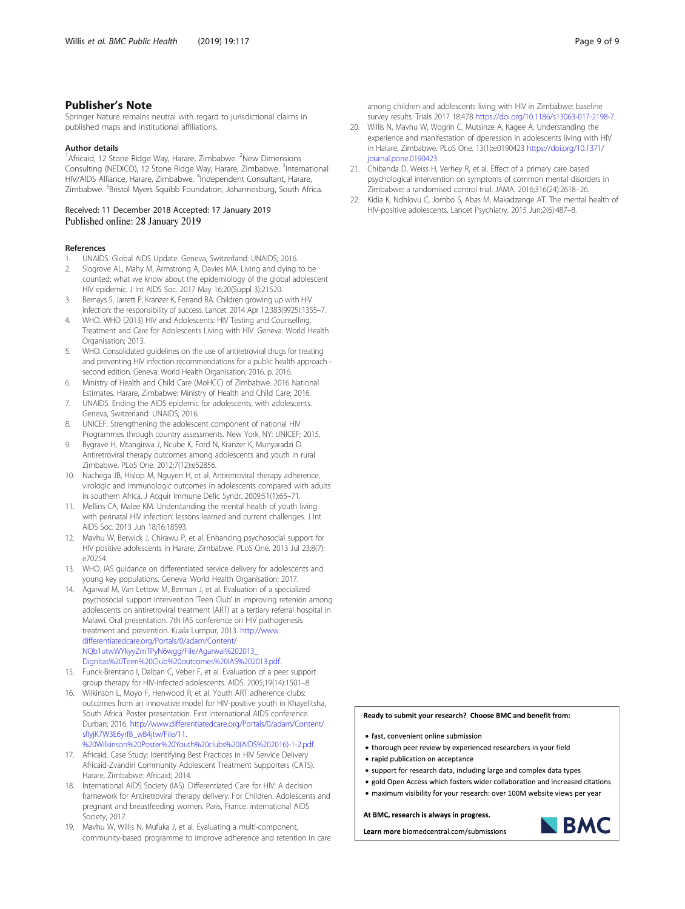## Publisher's Note

Springer Nature remains neutral with regard to jurisdictional claims in published maps and institutional affiliations.

### Author details

[1]Africaid, 12 Stone Ridge Way, Harare, Zimbabwe. [2]New Dimensions Consulting (NEDICO), 12 Stone Ridge Way, Harare, Zimbabwe. [3]International HIV/AIDS Alliance, Harare, Zimbabwe. [4]Independent Consultant, Harare, Zimbabwe. [5]Bristol Myers Squibb Foundation, Johannesburg, South Africa.

Received: 11 December 2018 Accepted: 17 January 2019
Published online: 28 January 2019

### References

1. UNAIDS. Global AIDS Update. Geneva, Switzerland: UNAIDS; 2016.
2. Slogrove AL, Mahy M, Armstrong A, Davies MA. Living and dying to be counted: what we know about the epidemiology of the global adolescent HIV epidemic. J Int AIDS Soc. 2017 May 16;20(Suppl 3):21520.
3. Bernays S, Jarrett P, Kranzer K, Ferrand RA. Children growing up with HIV infection: the responsibility of success. Lancet. 2014 Apr 12;383(9925):1355–7.
4. WHO. WHO (2013) HIV and Adolescents: HIV Testing and Counselling, Treatment and Care for Adolescents Living with HIV. Geneva: World Health Organisation; 2013.
5. WHO. Consolidated guidelines on the use of antiretroviral drugs for treating and preventing HIV infection recommendations for a public health approach - second edition. Geneva: World Health Organisation; 2016. p. 2016.
6. Ministry of Health and Child Care (MoHCC) of Zimbabwe. 2016 National Estimates. Harare, Zimbabwe: Ministry of Health and Child Care; 2016.
7. UNAIDS. Ending the AIDS epidemic for adolescents, with adolescents. Geneva, Switzerland: UNAIDS; 2016.
8. UNICEF. Strengthening the adolescent component of national HIV Programmes through country assessments. New York, NY: UNICEF; 2015.
9. Bygrave H, Mtangirwa J, Ncube K, Ford N, Kranzer K, Munyaradzi D. Antiretroviral therapy outcomes among adolescents and youth in rural Zimbabwe. PLoS One. 2012;7(12):e52856.
10. Nachega JB, Hislop M, Nguyen H, et al. Antiretroviral therapy adherence, virologic and immunologic outcomes in adolescents compared with adults in southern Africa. J Acquir Immune Defic Syndr. 2009;51(1):65–71.
11. Mellins CA, Malee KM. Understanding the mental health of youth living with perinatal HIV infection: lessons learned and current challenges. J Int AIDS Soc. 2013 Jun 18;16:18593.
12. Mavhu W, Berwick J, Chirawu P, et al. Enhancing psychosocial support for HIV positive adolescents in Harare, Zimbabwe. PLoS One. 2013 Jul 23;8(7): e70254.
13. WHO. IAS guidance on differentiated service delivery for adolescents and young key populations. Geneva: World Health Organisation; 2017.
14. Agarwal M, Van Lettow M, Berman J, et al. Evaluation of a specialized psychosocial support intervention 'Teen Club' in improving retention among adolescents on antiretroviral treatment (ART) at a tertiary referral hospital in Malawi. Oral presentation. 7th IAS conference on HIV pathogenesis treatment and prevention. Kuala Lumpur; 2013. http://www.differentiatedcare.org/Portals/0/adam/Content/NQb1utwWYkyyZmTPyN6wgg/File/Agarwal%202013_Dignitas%20Teen%20Club%20outcomes%20IAS%202013.pdf.
15. Funck-Brentano I, Dalban C, Veber F, et al. Evaluation of a peer support group therapy for HIV-infected adolescents. AIDS. 2005;19(14):1501–8.
16. Wilkinson L, Moyo F, Henwood R, et al. Youth ART adherence clubs: outcomes from an innovative model for HIV-positive youth in Khayelitsha, South Africa. Poster presentation. First international AIDS conference. Durban; 2016. http://www.differentiatedcare.org/Portals/0/adam/Content/sflyjK7W3E6yrfB_wB4jtw/File/11.%20Wilkinson%20Poster%20Youth%20clubs%20(AIDS%202016)-1-2.pdf.
17. Africaid. Case Study: Identifying Best Practices in HIV Service Delivery Africaid-Zvandiri Community Adolescent Treatment Supporters (CATS). Harare, Zimbabwe: Africaid; 2014.
18. International AIDS Society (IAS). Differentiated Care for HIV: A decision framework for Antiretroviral therapy delivery. For Children. Adolescents and pregnant and breastfeeding women. Paris, France: international AIDS Society; 2017.
19. Mavhu W, Willis N, Mufuka J, et al. Evaluating a multi-component, community-based programme to improve adherence and retention in care among children and adolescents living with HIV in Zimbabwe: baseline survey results. Trials 2017 18:478 https://doi.org/10.1186/s13063-017-2198-7.
20. Willis N, Mavhu W, Wogrin C, Mutsinze A, Kagee A. Understanding the experience and manifestation of dperession in adolescents living with HIV in Harare, Zimbabwe. PLoS One. 13(1):e0190423 https://doi.org/10.1371/journal.pone.0190423.
21. Chibanda D, Weiss H, Verhey R, et al. Effect of a primary care based psychological intervention on symptoms of common mental disorders in Zimbabwe: a randomised control trial. JAMA. 2016;316(24):2618–26.
22. Kidia K, Ndhlovu C, Jombo S, Abas M, Makadzange AT. The mental health of HIV-positive adolescents. Lancet Psychiatry. 2015 Jun;2(6):487–8.

**Ready to submit your research? Choose BMC and benefit from:**

- fast, convenient online submission
- thorough peer review by experienced researchers in your field
- rapid publication on acceptance
- support for research data, including large and complex data types
- gold Open Access which fosters wider collaboration and increased citations
- maximum visibility for your research: over 100M website views per year

**At BMC, research is always in progress.**

**Learn more** biomedcentral.com/submissions

BMC